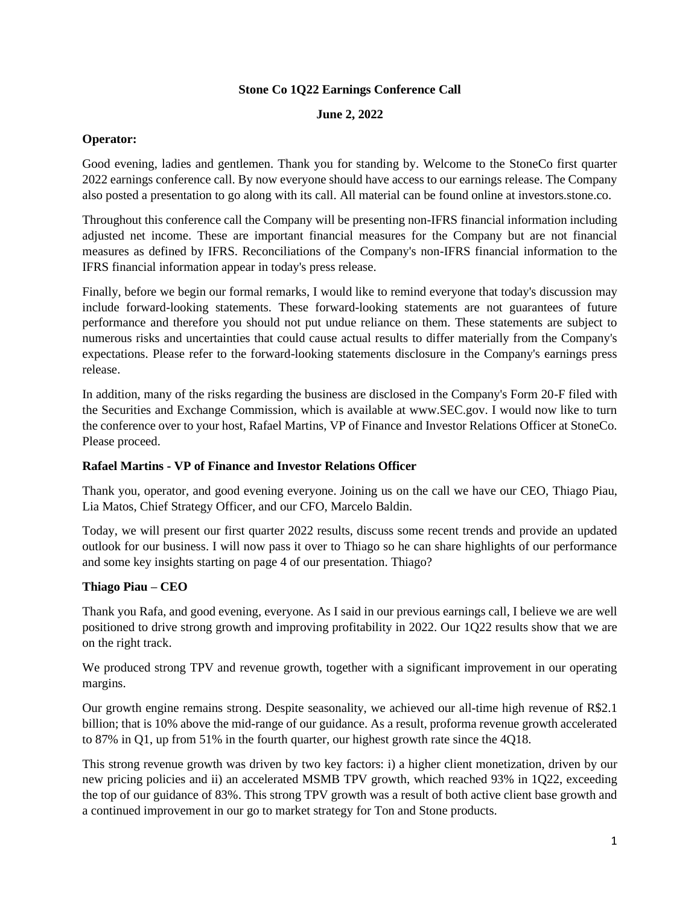# Stone Co 1Q22 Earnings Conference Call

**June 2, 2022**

**Operator:**

Good evening, ladies and gentlemen. Thank you for standing by. Welcome to the StoneCo first quarter 2022 earnings conference call. By now everyone should have access to our earnings release. The Company also posted a presentation to go along with its call. All material can be found online at investors.stone.co.

Throughout this conference call the Company will be presenting non-IFRS financial information including adjusted net income. These are important financial measures for the Company but are not financial measures as defined by IFRS. Reconciliations of the Company's non-IFRS financial information to the IFRS financial information appear in today's press release.

Finally, before we begin our formal remarks, I would like to remind everyone that today's discussion may include forward-looking statements. These forward-looking statements are not guarantees of future performance and therefore you should not put undue reliance on them. These statements are subject to numerous risks and uncertainties that could cause actual results to differ materially from the Company's expectations. Please refer to the forward-looking statements disclosure in the Company's earnings press release.

In addition, many of the risks regarding the business are disclosed in the Company's Form 20-F filed with the Securities and Exchange Commission, which is available at www.SEC.gov. I would now like to turn the conference over to your host, Rafael Martins, VP of Finance and Investor Relations Officer at StoneCo. Please proceed.

**Rafael Martins - VP of Finance and Investor Relations Officer**

Thank you, operator, and good evening everyone. Joining us on the call we have our CEO, Thiago Piau, Lia Matos, Chief Strategy Officer, and our CFO, Marcelo Baldin.

Today, we will present our first quarter 2022 results, discuss some recent trends and provide an updated outlook for our business. I will now pass it over to Thiago so he can share highlights of our performance and some key insights starting on page 4 of our presentation. Thiago?

**Thiago Piau – CEO**

Thank you Rafa, and good evening, everyone. As I said in our previous earnings call, I believe we are well positioned to drive strong growth and improving profitability in 2022. Our 1Q22 results show that we are on the right track.

We produced strong TPV and revenue growth, together with a significant improvement in our operating margins.

Our growth engine remains strong. Despite seasonality, we achieved our all-time high revenue of R$2.1 billion; that is 10% above the mid-range of our guidance. As a result, proforma revenue growth accelerated to 87% in Q1, up from 51% in the fourth quarter, our highest growth rate since the 4Q18.

This strong revenue growth was driven by two key factors: i) a higher client monetization, driven by our new pricing policies and ii) an accelerated MSMB TPV growth, which reached 93% in 1Q22, exceeding the top of our guidance of 83%. This strong TPV growth was a result of both active client base growth and a continued improvement in our go to market strategy for Ton and Stone products.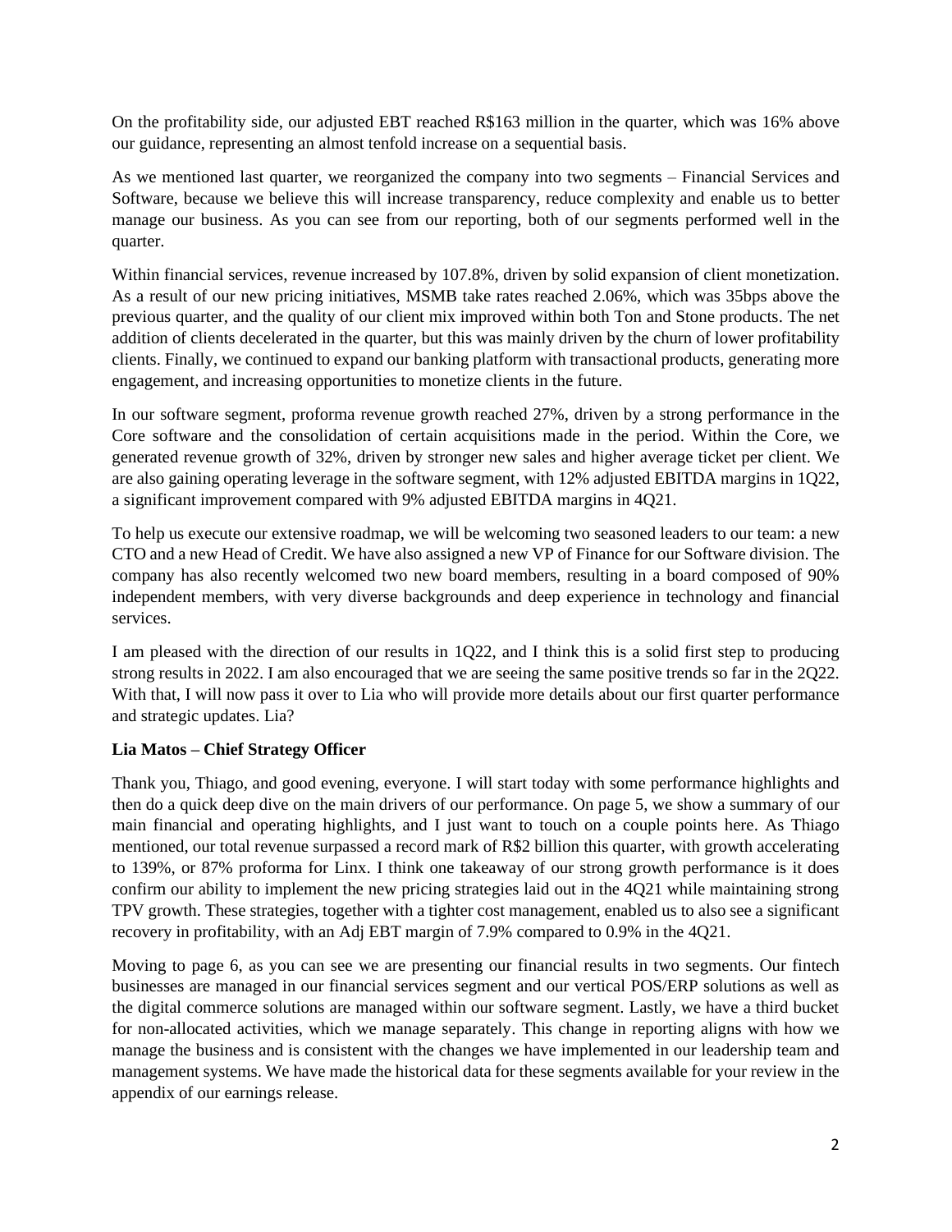On the profitability side, our adjusted EBT reached R$163 million in the quarter, which was 16% above our guidance, representing an almost tenfold increase on a sequential basis.

As we mentioned last quarter, we reorganized the company into two segments – Financial Services and Software, because we believe this will increase transparency, reduce complexity and enable us to better manage our business. As you can see from our reporting, both of our segments performed well in the quarter.

Within financial services, revenue increased by 107.8%, driven by solid expansion of client monetization. As a result of our new pricing initiatives, MSMB take rates reached 2.06%, which was 35bps above the previous quarter, and the quality of our client mix improved within both Ton and Stone products. The net addition of clients decelerated in the quarter, but this was mainly driven by the churn of lower profitability clients. Finally, we continued to expand our banking platform with transactional products, generating more engagement, and increasing opportunities to monetize clients in the future.

In our software segment, proforma revenue growth reached 27%, driven by a strong performance in the Core software and the consolidation of certain acquisitions made in the period. Within the Core, we generated revenue growth of 32%, driven by stronger new sales and higher average ticket per client. We are also gaining operating leverage in the software segment, with 12% adjusted EBITDA margins in 1Q22, a significant improvement compared with 9% adjusted EBITDA margins in 4Q21.

To help us execute our extensive roadmap, we will be welcoming two seasoned leaders to our team: a new CTO and a new Head of Credit. We have also assigned a new VP of Finance for our Software division. The company has also recently welcomed two new board members, resulting in a board composed of 90% independent members, with very diverse backgrounds and deep experience in technology and financial services.

I am pleased with the direction of our results in 1Q22, and I think this is a solid first step to producing strong results in 2022. I am also encouraged that we are seeing the same positive trends so far in the 2Q22. With that, I will now pass it over to Lia who will provide more details about our first quarter performance and strategic updates. Lia?

**Lia Matos – Chief Strategy Officer**

Thank you, Thiago, and good evening, everyone. I will start today with some performance highlights and then do a quick deep dive on the main drivers of our performance. On page 5, we show a summary of our main financial and operating highlights, and I just want to touch on a couple points here. As Thiago mentioned, our total revenue surpassed a record mark of R$2 billion this quarter, with growth accelerating to 139%, or 87% proforma for Linx. I think one takeaway of our strong growth performance is it does confirm our ability to implement the new pricing strategies laid out in the 4Q21 while maintaining strong TPV growth. These strategies, together with a tighter cost management, enabled us to also see a significant recovery in profitability, with an Adj EBT margin of 7.9% compared to 0.9% in the 4Q21.

Moving to page 6, as you can see we are presenting our financial results in two segments. Our fintech businesses are managed in our financial services segment and our vertical POS/ERP solutions as well as the digital commerce solutions are managed within our software segment. Lastly, we have a third bucket for non-allocated activities, which we manage separately. This change in reporting aligns with how we manage the business and is consistent with the changes we have implemented in our leadership team and management systems. We have made the historical data for these segments available for your review in the appendix of our earnings release.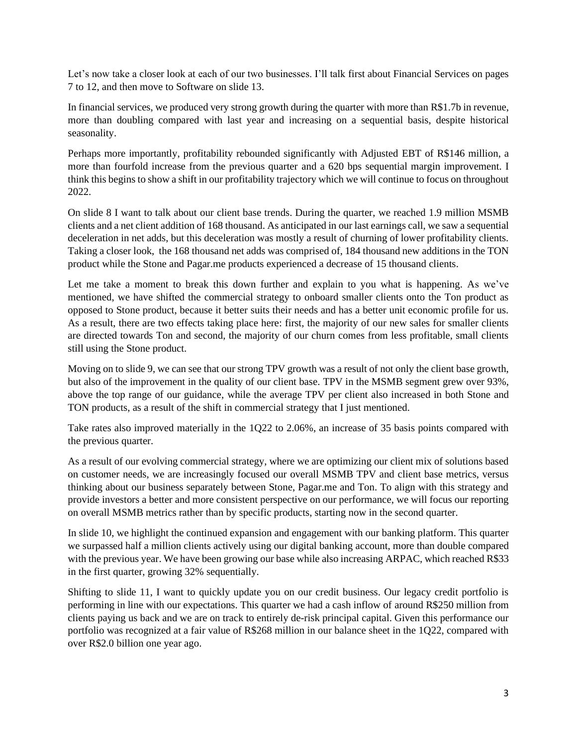Let's now take a closer look at each of our two businesses. I'll talk first about Financial Services on pages 7 to 12, and then move to Software on slide 13.

In financial services, we produced very strong growth during the quarter with more than R$1.7b in revenue, more than doubling compared with last year and increasing on a sequential basis, despite historical seasonality.

Perhaps more importantly, profitability rebounded significantly with Adjusted EBT of R$146 million, a more than fourfold increase from the previous quarter and a 620 bps sequential margin improvement. I think this begins to show a shift in our profitability trajectory which we will continue to focus on throughout 2022.

On slide 8 I want to talk about our client base trends. During the quarter, we reached 1.9 million MSMB clients and a net client addition of 168 thousand. As anticipated in our last earnings call, we saw a sequential deceleration in net adds, but this deceleration was mostly a result of churning of lower profitability clients. Taking a closer look, the 168 thousand net adds was comprised of, 184 thousand new additions in the TON product while the Stone and Pagar.me products experienced a decrease of 15 thousand clients.

Let me take a moment to break this down further and explain to you what is happening. As we've mentioned, we have shifted the commercial strategy to onboard smaller clients onto the Ton product as opposed to Stone product, because it better suits their needs and has a better unit economic profile for us. As a result, there are two effects taking place here: first, the majority of our new sales for smaller clients are directed towards Ton and second, the majority of our churn comes from less profitable, small clients still using the Stone product.

Moving on to slide 9, we can see that our strong TPV growth was a result of not only the client base growth, but also of the improvement in the quality of our client base. TPV in the MSMB segment grew over 93%, above the top range of our guidance, while the average TPV per client also increased in both Stone and TON products, as a result of the shift in commercial strategy that I just mentioned.

Take rates also improved materially in the 1Q22 to 2.06%, an increase of 35 basis points compared with the previous quarter.

As a result of our evolving commercial strategy, where we are optimizing our client mix of solutions based on customer needs, we are increasingly focused our overall MSMB TPV and client base metrics, versus thinking about our business separately between Stone, Pagar.me and Ton. To align with this strategy and provide investors a better and more consistent perspective on our performance, we will focus our reporting on overall MSMB metrics rather than by specific products, starting now in the second quarter.

In slide 10, we highlight the continued expansion and engagement with our banking platform. This quarter we surpassed half a million clients actively using our digital banking account, more than double compared with the previous year. We have been growing our base while also increasing ARPAC, which reached R$33 in the first quarter, growing 32% sequentially.

Shifting to slide 11, I want to quickly update you on our credit business. Our legacy credit portfolio is performing in line with our expectations. This quarter we had a cash inflow of around R$250 million from clients paying us back and we are on track to entirely de-risk principal capital. Given this performance our portfolio was recognized at a fair value of R$268 million in our balance sheet in the 1Q22, compared with over R$2.0 billion one year ago.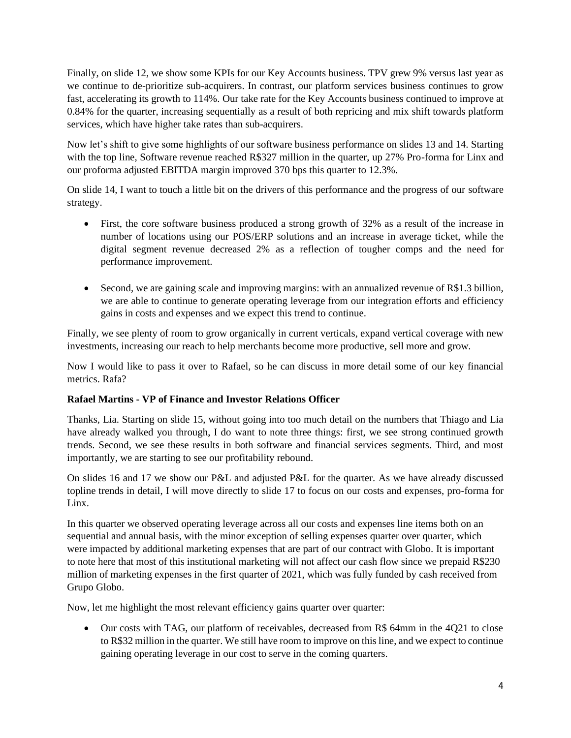Finally, on slide 12, we show some KPIs for our Key Accounts business. TPV grew 9% versus last year as we continue to de-prioritize sub-acquirers. In contrast, our platform services business continues to grow fast, accelerating its growth to 114%. Our take rate for the Key Accounts business continued to improve at 0.84% for the quarter, increasing sequentially as a result of both repricing and mix shift towards platform services, which have higher take rates than sub-acquirers.

Now let's shift to give some highlights of our software business performance on slides 13 and 14. Starting with the top line, Software revenue reached R$327 million in the quarter, up 27% Pro-forma for Linx and our proforma adjusted EBITDA margin improved 370 bps this quarter to 12.3%.

On slide 14, I want to touch a little bit on the drivers of this performance and the progress of our software strategy.

- First, the core software business produced a strong growth of 32% as a result of the increase in number of locations using our POS/ERP solutions and an increase in average ticket, while the digital segment revenue decreased 2% as a reflection of tougher comps and the need for performance improvement.

- Second, we are gaining scale and improving margins: with an annualized revenue of R$1.3 billion, we are able to continue to generate operating leverage from our integration efforts and efficiency gains in costs and expenses and we expect this trend to continue.

Finally, we see plenty of room to grow organically in current verticals, expand vertical coverage with new investments, increasing our reach to help merchants become more productive, sell more and grow.

Now I would like to pass it over to Rafael, so he can discuss in more detail some of our key financial metrics. Rafa?

**Rafael Martins - VP of Finance and Investor Relations Officer**

Thanks, Lia. Starting on slide 15, without going into too much detail on the numbers that Thiago and Lia have already walked you through, I do want to note three things: first, we see strong continued growth trends. Second, we see these results in both software and financial services segments. Third, and most importantly, we are starting to see our profitability rebound.

On slides 16 and 17 we show our P&L and adjusted P&L for the quarter. As we have already discussed topline trends in detail, I will move directly to slide 17 to focus on our costs and expenses, pro-forma for Linx.

In this quarter we observed operating leverage across all our costs and expenses line items both on an sequential and annual basis, with the minor exception of selling expenses quarter over quarter, which were impacted by additional marketing expenses that are part of our contract with Globo. It is important to note here that most of this institutional marketing will not affect our cash flow since we prepaid R$230 million of marketing expenses in the first quarter of 2021, which was fully funded by cash received from Grupo Globo.

Now, let me highlight the most relevant efficiency gains quarter over quarter:

- Our costs with TAG, our platform of receivables, decreased from R$ 64mm in the 4Q21 to close to R$32 million in the quarter. We still have room to improve on this line, and we expect to continue gaining operating leverage in our cost to serve in the coming quarters.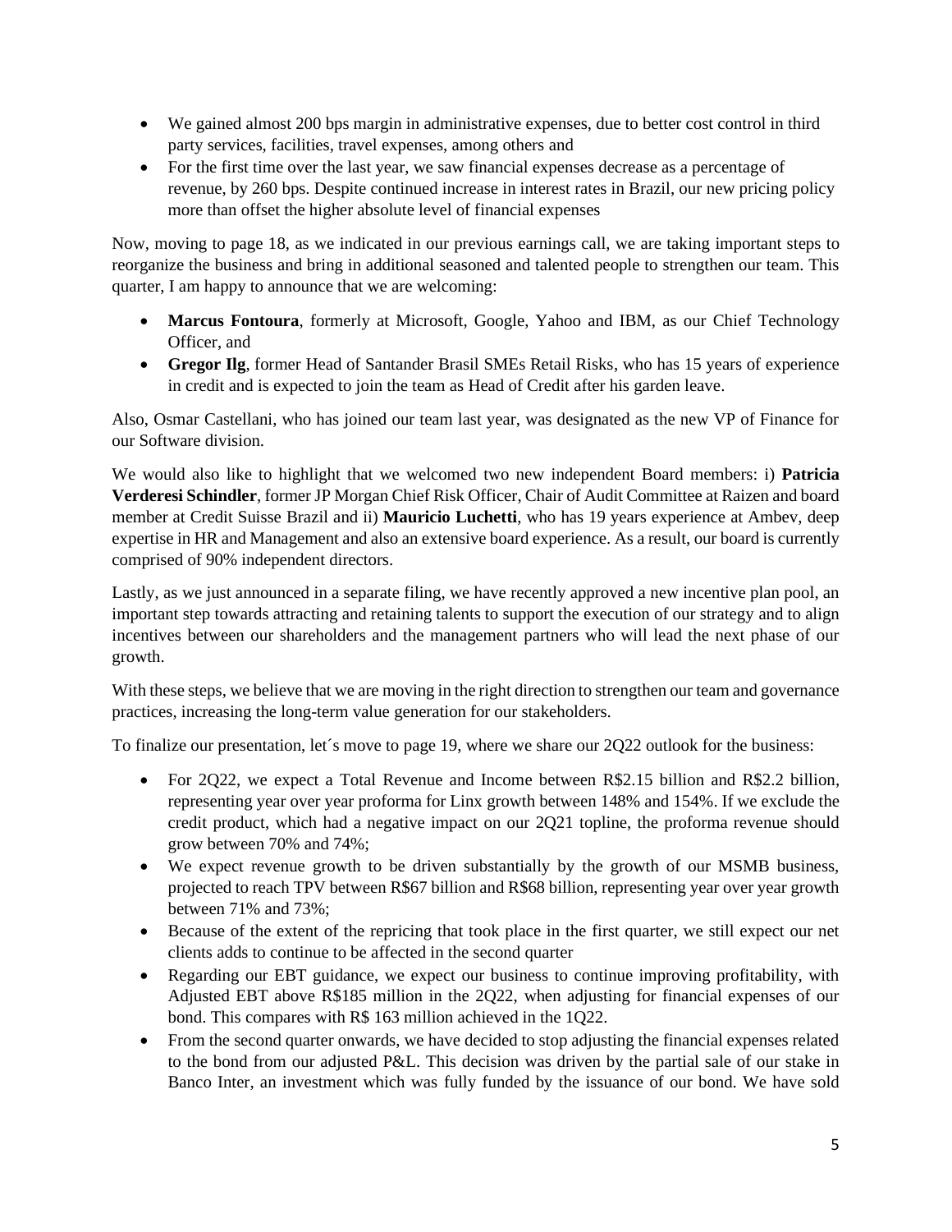- We gained almost 200 bps margin in administrative expenses, due to better cost control in third party services, facilities, travel expenses, among others and
- For the first time over the last year, we saw financial expenses decrease as a percentage of revenue, by 260 bps. Despite continued increase in interest rates in Brazil, our new pricing policy more than offset the higher absolute level of financial expenses

Now, moving to page 18, as we indicated in our previous earnings call, we are taking important steps to reorganize the business and bring in additional seasoned and talented people to strengthen our team. This quarter, I am happy to announce that we are welcoming:

- **Marcus Fontoura**, formerly at Microsoft, Google, Yahoo and IBM, as our Chief Technology Officer, and
- **Gregor Ilg**, former Head of Santander Brasil SMEs Retail Risks, who has 15 years of experience in credit and is expected to join the team as Head of Credit after his garden leave.

Also, Osmar Castellani, who has joined our team last year, was designated as the new VP of Finance for our Software division.

We would also like to highlight that we welcomed two new independent Board members: i) **Patricia Verderesi Schindler**, former JP Morgan Chief Risk Officer, Chair of Audit Committee at Raizen and board member at Credit Suisse Brazil and ii) **Mauricio Luchetti**, who has 19 years experience at Ambev, deep expertise in HR and Management and also an extensive board experience. As a result, our board is currently comprised of 90% independent directors.

Lastly, as we just announced in a separate filing, we have recently approved a new incentive plan pool, an important step towards attracting and retaining talents to support the execution of our strategy and to align incentives between our shareholders and the management partners who will lead the next phase of our growth.

With these steps, we believe that we are moving in the right direction to strengthen our team and governance practices, increasing the long-term value generation for our stakeholders.

To finalize our presentation, let´s move to page 19, where we share our 2Q22 outlook for the business:

- For 2Q22, we expect a Total Revenue and Income between R$2.15 billion and R$2.2 billion, representing year over year proforma for Linx growth between 148% and 154%. If we exclude the credit product, which had a negative impact on our 2Q21 topline, the proforma revenue should grow between 70% and 74%;
- We expect revenue growth to be driven substantially by the growth of our MSMB business, projected to reach TPV between R$67 billion and R$68 billion, representing year over year growth between 71% and 73%;
- Because of the extent of the repricing that took place in the first quarter, we still expect our net clients adds to continue to be affected in the second quarter
- Regarding our EBT guidance, we expect our business to continue improving profitability, with Adjusted EBT above R$185 million in the 2Q22, when adjusting for financial expenses of our bond. This compares with R$ 163 million achieved in the 1Q22.
- From the second quarter onwards, we have decided to stop adjusting the financial expenses related to the bond from our adjusted P&L. This decision was driven by the partial sale of our stake in Banco Inter, an investment which was fully funded by the issuance of our bond. We have sold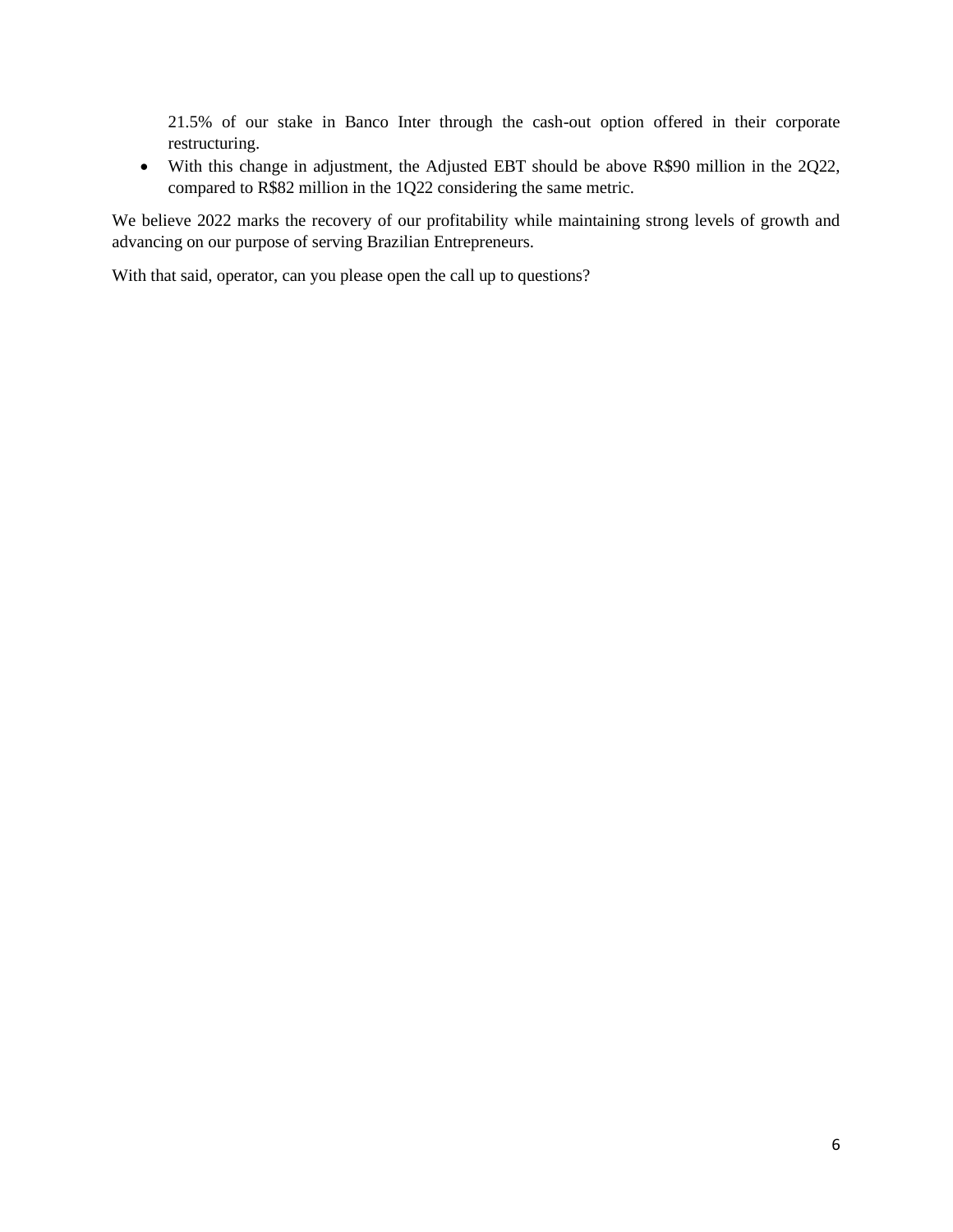21.5% of our stake in Banco Inter through the cash-out option offered in their corporate restructuring.

- With this change in adjustment, the Adjusted EBT should be above R$90 million in the 2Q22, compared to R$82 million in the 1Q22 considering the same metric.

We believe 2022 marks the recovery of our profitability while maintaining strong levels of growth and advancing on our purpose of serving Brazilian Entrepreneurs.

With that said, operator, can you please open the call up to questions?